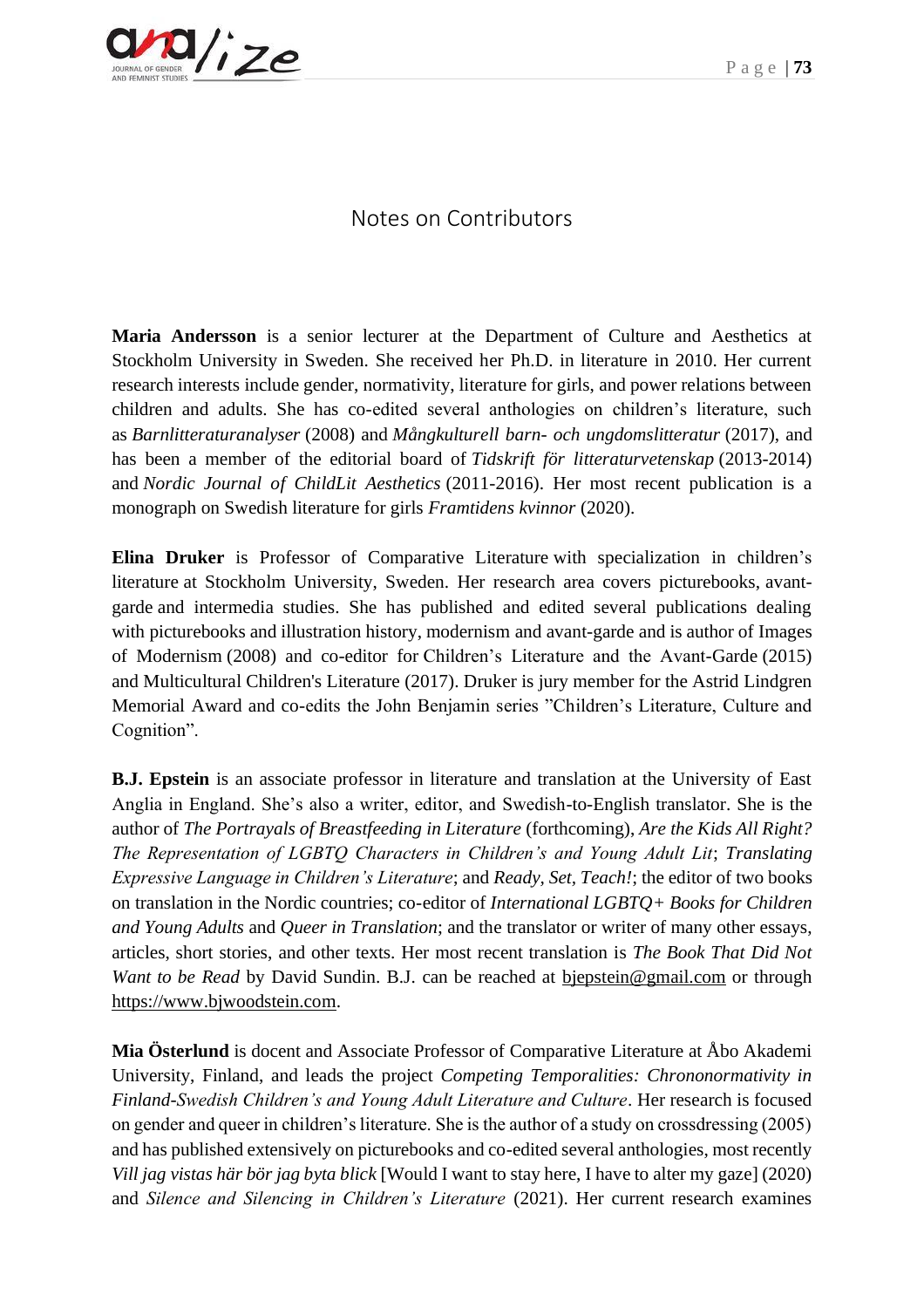# Notes on Contributors

**Maria Andersson** is a senior lecturer at the Department of Culture and Aesthetics at Stockholm University in Sweden. She received her Ph.D. in literature in 2010. Her current research interests include gender, normativity, literature for girls, and power relations between children and adults. She has co-edited several anthologies on children's literature, such as *Barnlitteraturanalyser* (2008) and *Mångkulturell barn- och ungdomslitteratur* (2017), and has been a member of the editorial board of *Tidskrift för litteraturvetenskap* (2013-2014) and *Nordic Journal of ChildLit Aesthetics* (2011-2016). Her most recent publication is a monograph on Swedish literature for girls *Framtidens kvinnor* (2020).

**Elina Druker** is Professor of Comparative Literature with specialization in children's literature at Stockholm University, Sweden. Her research area covers picturebooks, avant-garde and intermedia studies. She has published and edited several publications dealing with picturebooks and illustration history, modernism and avant-garde and is author of Images of Modernism (2008) and co-editor for Children's Literature and the Avant-Garde (2015) and Multicultural Children's Literature (2017). Druker is jury member for the Astrid Lindgren Memorial Award and co-edits the John Benjamin series "Children's Literature, Culture and Cognition".

**B.J. Epstein** is an associate professor in literature and translation at the University of East Anglia in England. She's also a writer, editor, and Swedish-to-English translator. She is the author of *The Portrayals of Breastfeeding in Literature* (forthcoming), *Are the Kids All Right? The Representation of LGBTQ Characters in Children's and Young Adult Lit*; *Translating Expressive Language in Children's Literature*; and *Ready, Set, Teach!*; the editor of two books on translation in the Nordic countries; co-editor of *International LGBTQ+ Books for Children and Young Adults* and *Queer in Translation*; and the translator or writer of many other essays, articles, short stories, and other texts. Her most recent translation is *The Book That Did Not Want to be Read* by David Sundin. B.J. can be reached at bjepstein@gmail.com or through https://www.bjwoodstein.com.

**Mia Österlund** is docent and Associate Professor of Comparative Literature at Åbo Akademi University, Finland, and leads the project *Competing Temporalities: Chrononormativity in Finland-Swedish Children's and Young Adult Literature and Culture*. Her research is focused on gender and queer in children's literature. She is the author of a study on crossdressing (2005) and has published extensively on picturebooks and co-edited several anthologies, most recently *Vill jag vistas här bör jag byta blick* [Would I want to stay here, I have to alter my gaze] (2020) and *Silence and Silencing in Children's Literature* (2021). Her current research examines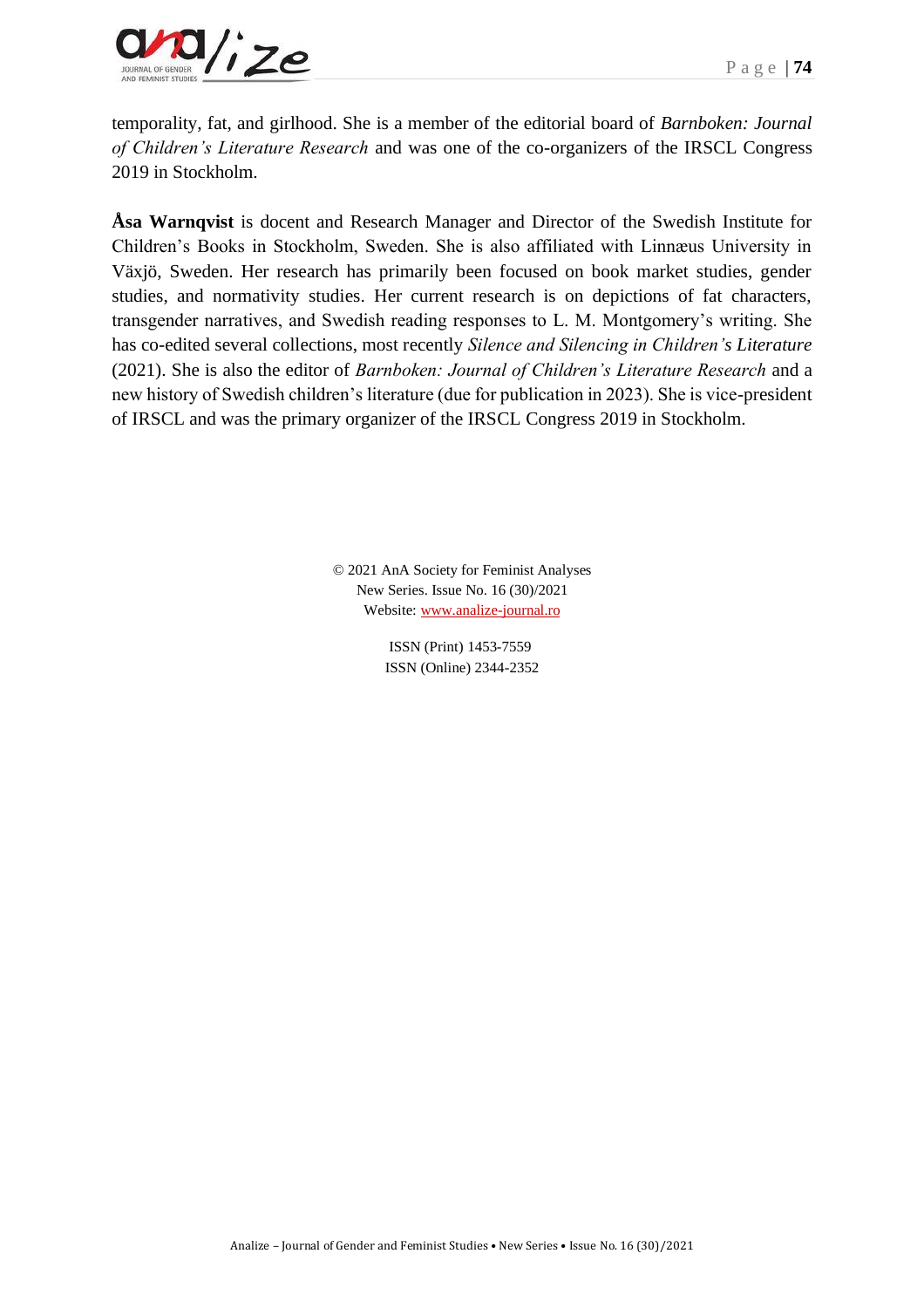temporality, fat, and girlhood. She is a member of the editorial board of *Barnboken: Journal of Children's Literature Research* and was one of the co-organizers of the IRSCL Congress 2019 in Stockholm.

**Åsa Warnqvist** is docent and Research Manager and Director of the Swedish Institute for Children's Books in Stockholm, Sweden. She is also affiliated with Linnæus University in Växjö, Sweden. Her research has primarily been focused on book market studies, gender studies, and normativity studies. Her current research is on depictions of fat characters, transgender narratives, and Swedish reading responses to L. M. Montgomery's writing. She has co-edited several collections, most recently *Silence and Silencing in Children's Literature* (2021). She is also the editor of *Barnboken: Journal of Children's Literature Research* and a new history of Swedish children's literature (due for publication in 2023). She is vice-president of IRSCL and was the primary organizer of the IRSCL Congress 2019 in Stockholm.

© 2021 AnA Society for Feminist Analyses
New Series. Issue No. 16 (30)/2021
Website: www.analize-journal.ro

ISSN (Print) 1453-7559
ISSN (Online) 2344-2352